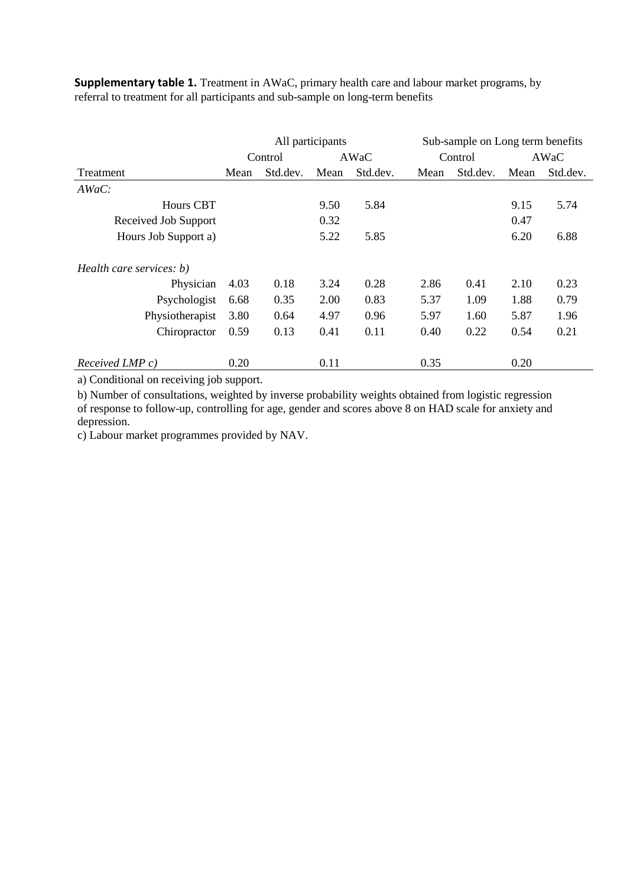**Supplementary table 1.** Treatment in AWaC, primary health care and labour market programs, by referral to treatment for all participants and sub-sample on long-term benefits

| | All participants | | | | Sub-sample on Long term benefits | | | |
|---|---|---|---|---|---|---|---|---|
| | Control | | AWaC | | Control | | AWaC | |
| Treatment | Mean | Std.dev. | Mean | Std.dev. | Mean | Std.dev. | Mean | Std.dev. |
| *AWaC:* | | | | | | | | |
| Hours CBT | | | 9.50 | 5.84 | | | 9.15 | 5.74 |
| Received Job Support | | | 0.32 | | | | 0.47 | |
| Hours Job Support a) | | | 5.22 | 5.85 | | | 6.20 | 6.88 |
| *Health care services: b)* | | | | | | | | |
| Physician | 4.03 | 0.18 | 3.24 | 0.28 | 2.86 | 0.41 | 2.10 | 0.23 |
| Psychologist | 6.68 | 0.35 | 2.00 | 0.83 | 5.37 | 1.09 | 1.88 | 0.79 |
| Physiotherapist | 3.80 | 0.64 | 4.97 | 0.96 | 5.97 | 1.60 | 5.87 | 1.96 |
| Chiropractor | 0.59 | 0.13 | 0.41 | 0.11 | 0.40 | 0.22 | 0.54 | 0.21 |
| *Received LMP c)* | 0.20 | | 0.11 | | 0.35 | | 0.20 | |

a) Conditional on receiving job support.

b) Number of consultations, weighted by inverse probability weights obtained from logistic regression of response to follow-up, controlling for age, gender and scores above 8 on HAD scale for anxiety and depression.

c) Labour market programmes provided by NAV.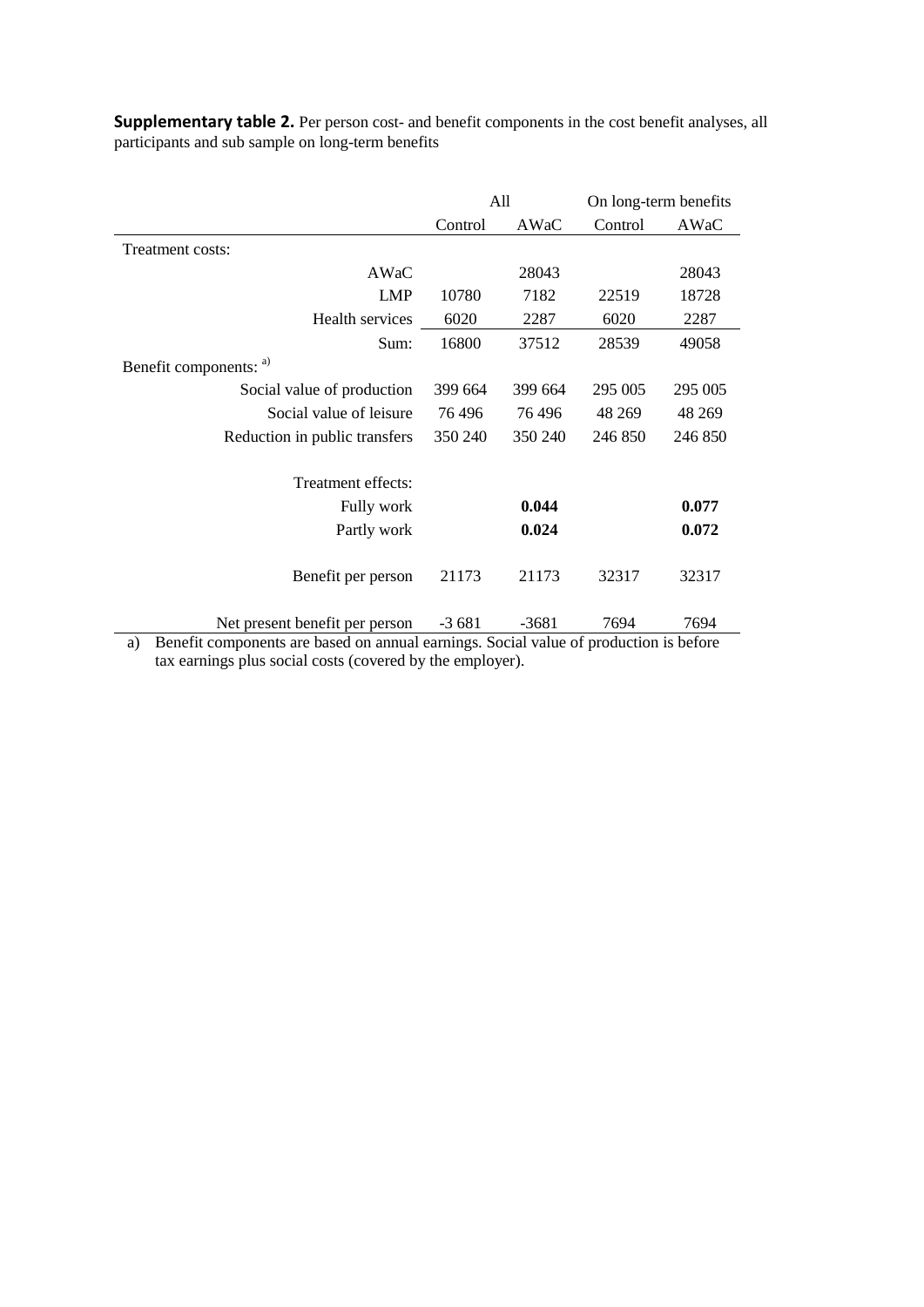**Supplementary table 2.** Per person cost- and benefit components in the cost benefit analyses, all participants and sub sample on long-term benefits

| | All | | On long-term benefits | |
|---|---|---|---|---|
| | Control | AWaC | Control | AWaC |
| Treatment costs: | | | | |
| AWaC | | 28043 | | 28043 |
| LMP | 10780 | 7182 | 22519 | 18728 |
| Health services | 6020 | 2287 | 6020 | 2287 |
| Sum: | 16800 | 37512 | 28539 | 49058 |
| Benefit components: [a)] | | | | |
| Social value of production | 399 664 | 399 664 | 295 005 | 295 005 |
| Social value of leisure | 76 496 | 76 496 | 48 269 | 48 269 |
| Reduction in public transfers | 350 240 | 350 240 | 246 850 | 246 850 |
| Treatment effects: | | | | |
| Fully work | | **0.044** | | **0.077** |
| Partly work | | **0.024** | | **0.072** |
| Benefit per person | 21173 | 21173 | 32317 | 32317 |
| Net present benefit per person | -3 681 | -3681 | 7694 | 7694 |

a) Benefit components are based on annual earnings. Social value of production is before tax earnings plus social costs (covered by the employer).